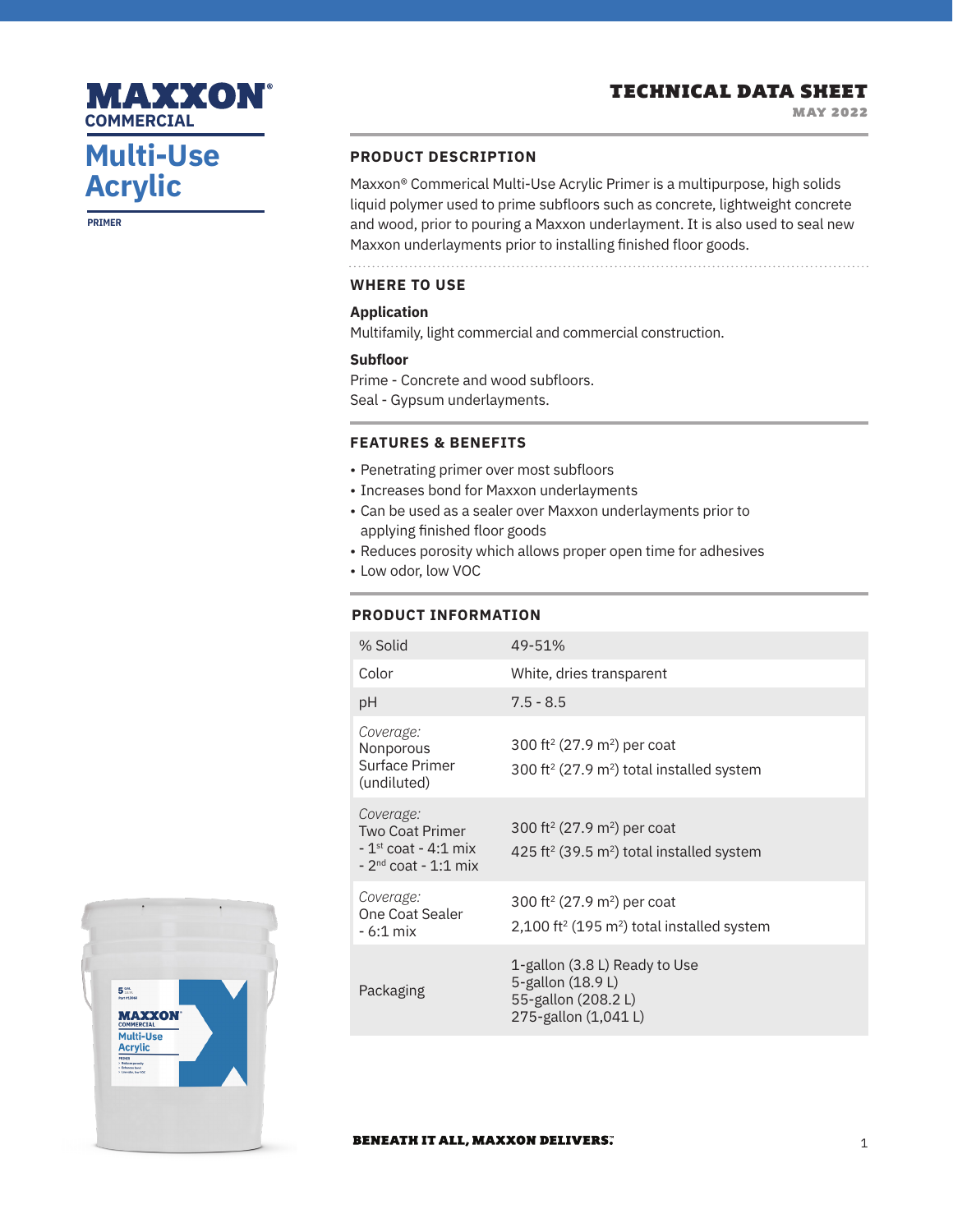# MAXXON® COMMERCIAL

# Multi-Use Acrylic

PRIMER

**TECHNICAL DATA SHEET**
**MAY 2022**

## PRODUCT DESCRIPTION

Maxxon® Commerical Multi-Use Acrylic Primer is a multipurpose, high solids liquid polymer used to prime subfloors such as concrete, lightweight concrete and wood, prior to pouring a Maxxon underlayment. It is also used to seal new Maxxon underlayments prior to installing finished floor goods.

## WHERE TO USE

**Application**

Multifamily, light commercial and commercial construction.

**Subfloor**

Prime - Concrete and wood subfloors.
Seal - Gypsum underlayments.

## FEATURES & BENEFITS

- Penetrating primer over most subfloors
- Increases bond for Maxxon underlayments
- Can be used as a sealer over Maxxon underlayments prior to applying finished floor goods
- Reduces porosity which allows proper open time for adhesives
- Low odor, low VOC

## PRODUCT INFORMATION

| | |
|---|---|
| % Solid | 49-51% |
| Color | White, dries transparent |
| pH | 7.5 - 8.5 |
| *Coverage:* Nonporous Surface Primer (undiluted) | 300 ft² (27.9 m²) per coat<br>300 ft² (27.9 m²) total installed system |
| *Coverage:* Two Coat Primer - 1st coat - 4:1 mix - 2nd coat - 1:1 mix | 300 ft² (27.9 m²) per coat<br>425 ft² (39.5 m²) total installed system |
| *Coverage:* One Coat Sealer - 6:1 mix | 300 ft² (27.9 m²) per coat<br>2,100 ft² (195 m²) total installed system |
| Packaging | 1-gallon (3.8 L) Ready to Use<br>5-gallon (18.9 L)<br>55-gallon (208.2 L)<br>275-gallon (1,041 L) |

**BENEATH IT ALL, MAXXON DELIVERS.™**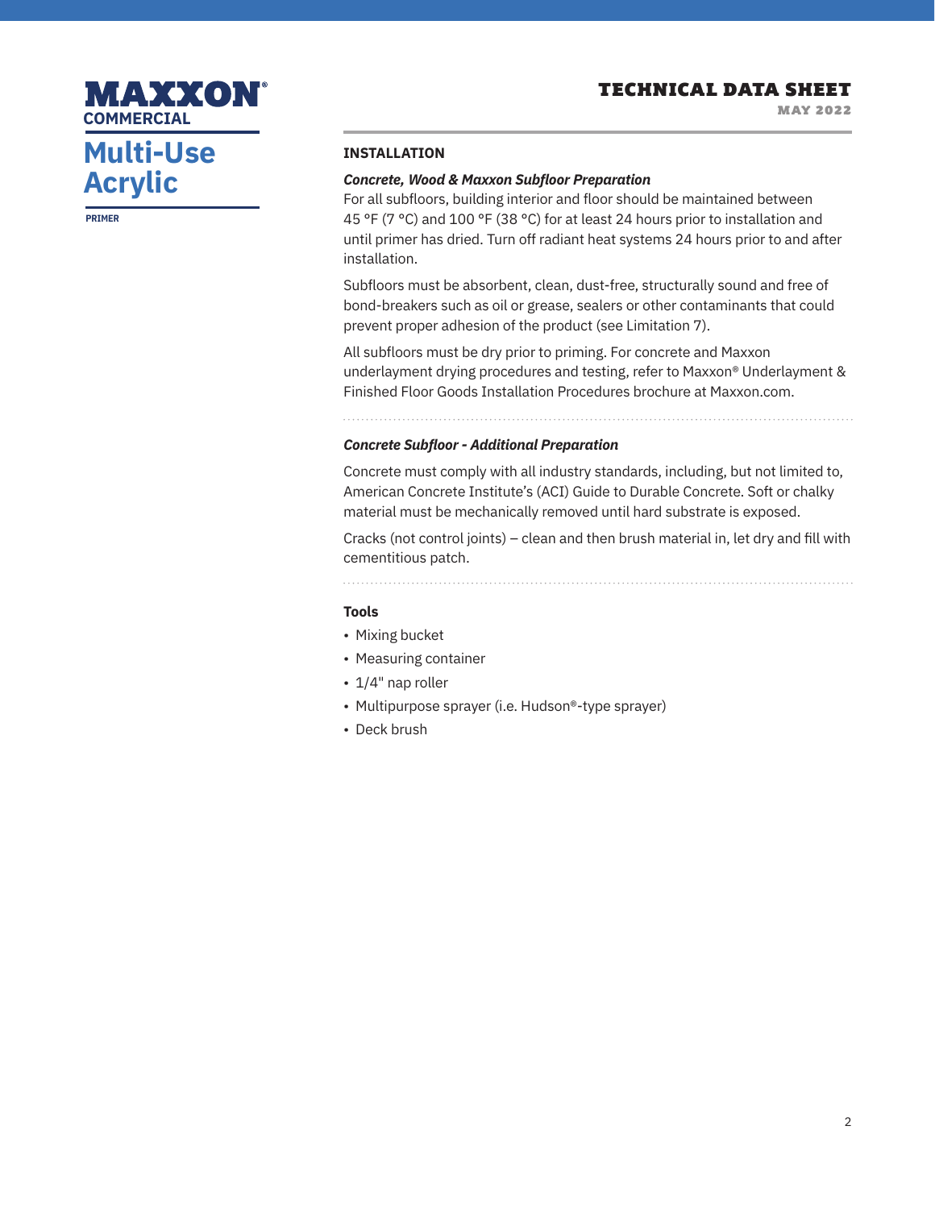## INSTALLATION

### *Concrete, Wood & Maxxon Subfloor Preparation*

For all subfloors, building interior and floor should be maintained between 45 °F (7 °C) and 100 °F (38 °C) for at least 24 hours prior to installation and until primer has dried. Turn off radiant heat systems 24 hours prior to and after installation.

Subfloors must be absorbent, clean, dust-free, structurally sound and free of bond-breakers such as oil or grease, sealers or other contaminants that could prevent proper adhesion of the product (see Limitation 7).

All subfloors must be dry prior to priming. For concrete and Maxxon underlayment drying procedures and testing, refer to Maxxon® Underlayment & Finished Floor Goods Installation Procedures brochure at Maxxon.com.

### *Concrete Subfloor - Additional Preparation*

Concrete must comply with all industry standards, including, but not limited to, American Concrete Institute's (ACI) Guide to Durable Concrete. Soft or chalky material must be mechanically removed until hard substrate is exposed.

Cracks (not control joints) – clean and then brush material in, let dry and fill with cementitious patch.

### Tools

- Mixing bucket
- Measuring container
- 1/4" nap roller
- Multipurpose sprayer (i.e. Hudson®-type sprayer)
- Deck brush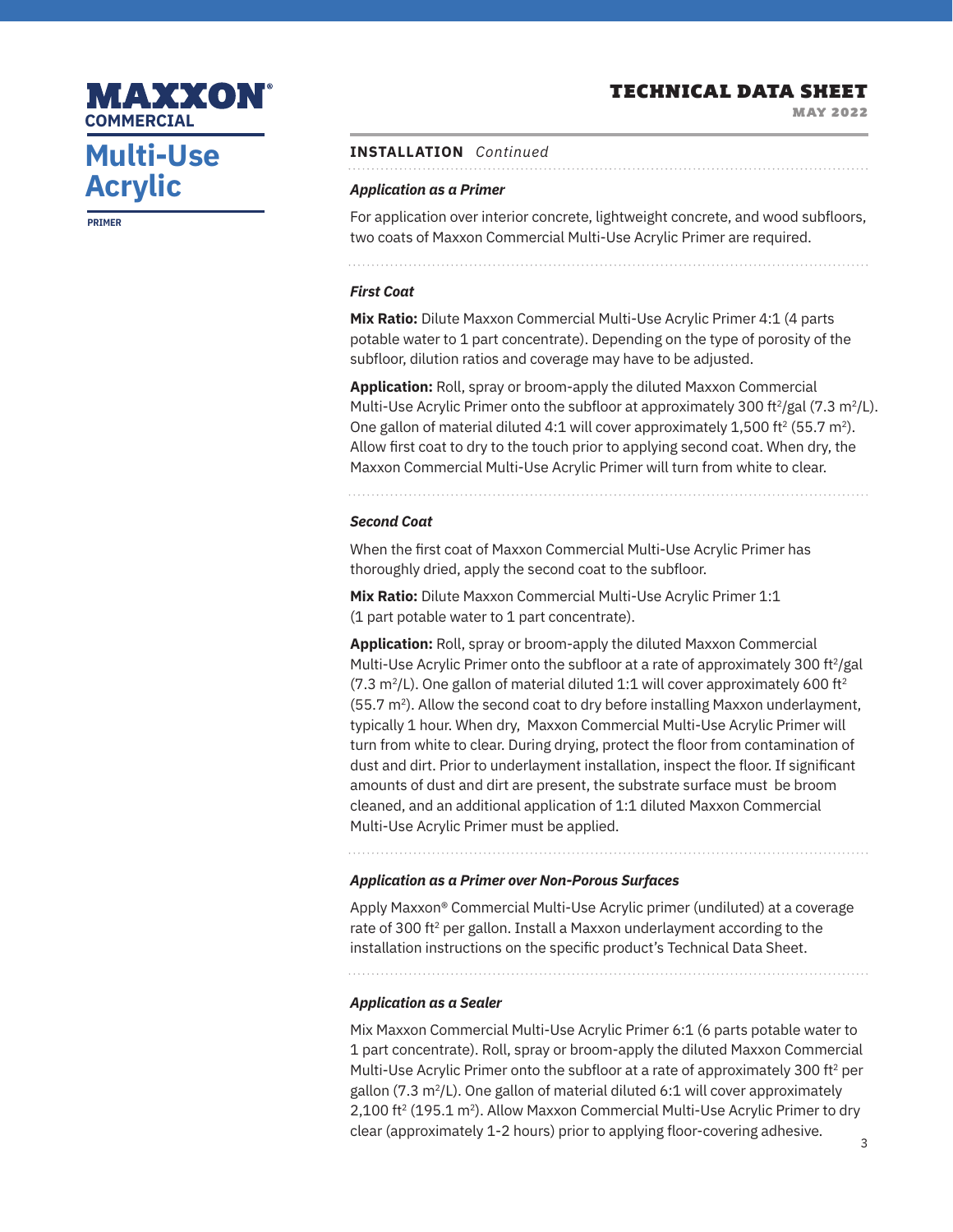## INSTALLATION *Continued*

### *Application as a Primer*

For application over interior concrete, lightweight concrete, and wood subfloors, two coats of Maxxon Commercial Multi-Use Acrylic Primer are required.

### *First Coat*

**Mix Ratio:** Dilute Maxxon Commercial Multi-Use Acrylic Primer 4:1 (4 parts potable water to 1 part concentrate). Depending on the type of porosity of the subfloor, dilution ratios and coverage may have to be adjusted.

**Application:** Roll, spray or broom-apply the diluted Maxxon Commercial Multi-Use Acrylic Primer onto the subfloor at approximately 300 $ft^2$/gal (7.3 $m^2$/L). One gallon of material diluted 4:1 will cover approximately 1,500 $ft^2$ (55.7 $m^2$). Allow first coat to dry to the touch prior to applying second coat. When dry, the Maxxon Commercial Multi-Use Acrylic Primer will turn from white to clear.

### *Second Coat*

When the first coat of Maxxon Commercial Multi-Use Acrylic Primer has thoroughly dried, apply the second coat to the subfloor.

**Mix Ratio:** Dilute Maxxon Commercial Multi-Use Acrylic Primer 1:1 (1 part potable water to 1 part concentrate).

**Application:** Roll, spray or broom-apply the diluted Maxxon Commercial Multi-Use Acrylic Primer onto the subfloor at a rate of approximately 300 $ft^2$/gal (7.3 $m^2$/L). One gallon of material diluted 1:1 will cover approximately 600 $ft^2$ (55.7 $m^2$). Allow the second coat to dry before installing Maxxon underlayment, typically 1 hour. When dry, Maxxon Commercial Multi-Use Acrylic Primer will turn from white to clear. During drying, protect the floor from contamination of dust and dirt. Prior to underlayment installation, inspect the floor. If significant amounts of dust and dirt are present, the substrate surface must be broom cleaned, and an additional application of 1:1 diluted Maxxon Commercial Multi-Use Acrylic Primer must be applied.

### *Application as a Primer over Non-Porous Surfaces*

Apply Maxxon® Commercial Multi-Use Acrylic primer (undiluted) at a coverage rate of 300 $ft^2$ per gallon. Install a Maxxon underlayment according to the installation instructions on the specific product's Technical Data Sheet.

### *Application as a Sealer*

Mix Maxxon Commercial Multi-Use Acrylic Primer 6:1 (6 parts potable water to 1 part concentrate). Roll, spray or broom-apply the diluted Maxxon Commercial Multi-Use Acrylic Primer onto the subfloor at a rate of approximately 300 $ft^2$ per gallon (7.3 $m^2$/L). One gallon of material diluted 6:1 will cover approximately 2,100 $ft^2$ (195.1 $m^2$). Allow Maxxon Commercial Multi-Use Acrylic Primer to dry clear (approximately 1-2 hours) prior to applying floor-covering adhesive.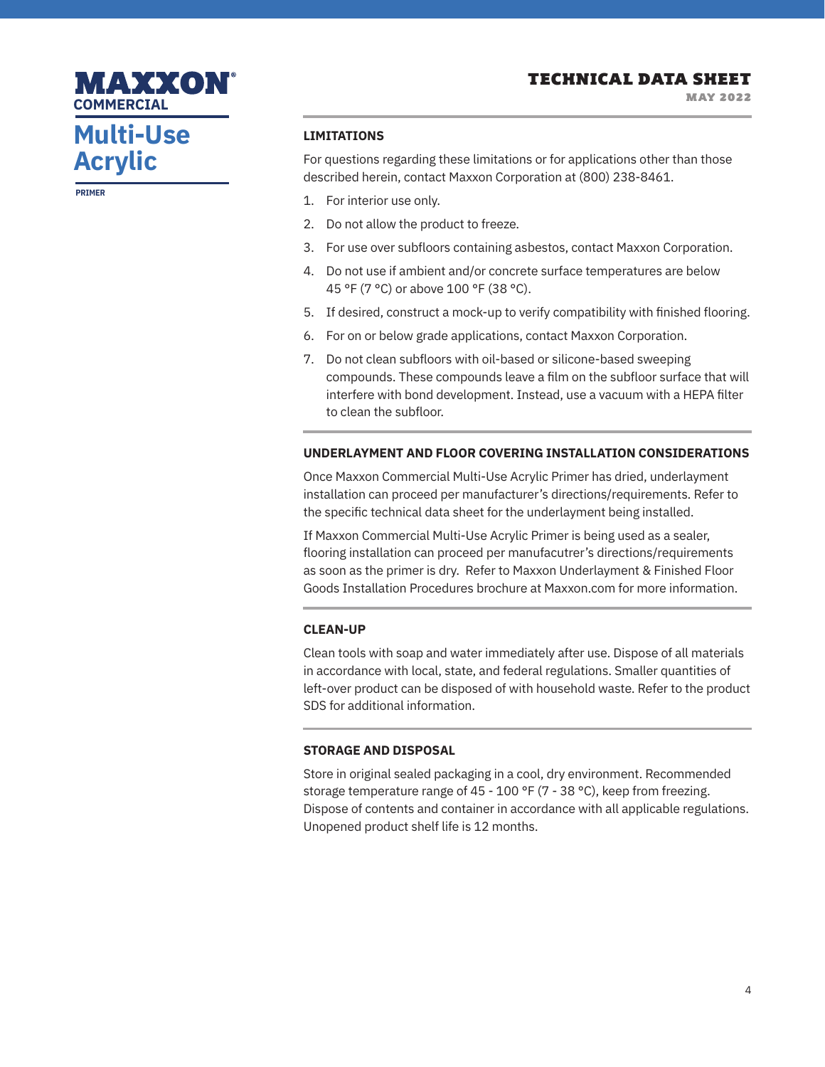**MAXXON®**
**COMMERCIAL**

# Multi-Use Acrylic

**PRIMER**

## TECHNICAL DATA SHEET

**MAY 2022**

### LIMITATIONS

For questions regarding these limitations or for applications other than those described herein, contact Maxxon Corporation at (800) 238-8461.

1. For interior use only.
2. Do not allow the product to freeze.
3. For use over subfloors containing asbestos, contact Maxxon Corporation.
4. Do not use if ambient and/or concrete surface temperatures are below 45 °F (7 °C) or above 100 °F (38 °C).
5. If desired, construct a mock-up to verify compatibility with finished flooring.
6. For on or below grade applications, contact Maxxon Corporation.
7. Do not clean subfloors with oil-based or silicone-based sweeping compounds. These compounds leave a film on the subfloor surface that will interfere with bond development. Instead, use a vacuum with a HEPA filter to clean the subfloor.

### UNDERLAYMENT AND FLOOR COVERING INSTALLATION CONSIDERATIONS

Once Maxxon Commercial Multi-Use Acrylic Primer has dried, underlayment installation can proceed per manufacturer's directions/requirements. Refer to the specific technical data sheet for the underlayment being installed.

If Maxxon Commercial Multi-Use Acrylic Primer is being used as a sealer, flooring installation can proceed per manufacutrer's directions/requirements as soon as the primer is dry. Refer to Maxxon Underlayment & Finished Floor Goods Installation Procedures brochure at Maxxon.com for more information.

### CLEAN-UP

Clean tools with soap and water immediately after use. Dispose of all materials in accordance with local, state, and federal regulations. Smaller quantities of left-over product can be disposed of with household waste. Refer to the product SDS for additional information.

### STORAGE AND DISPOSAL

Store in original sealed packaging in a cool, dry environment. Recommended storage temperature range of 45 - 100 °F (7 - 38 °C), keep from freezing. Dispose of contents and container in accordance with all applicable regulations. Unopened product shelf life is 12 months.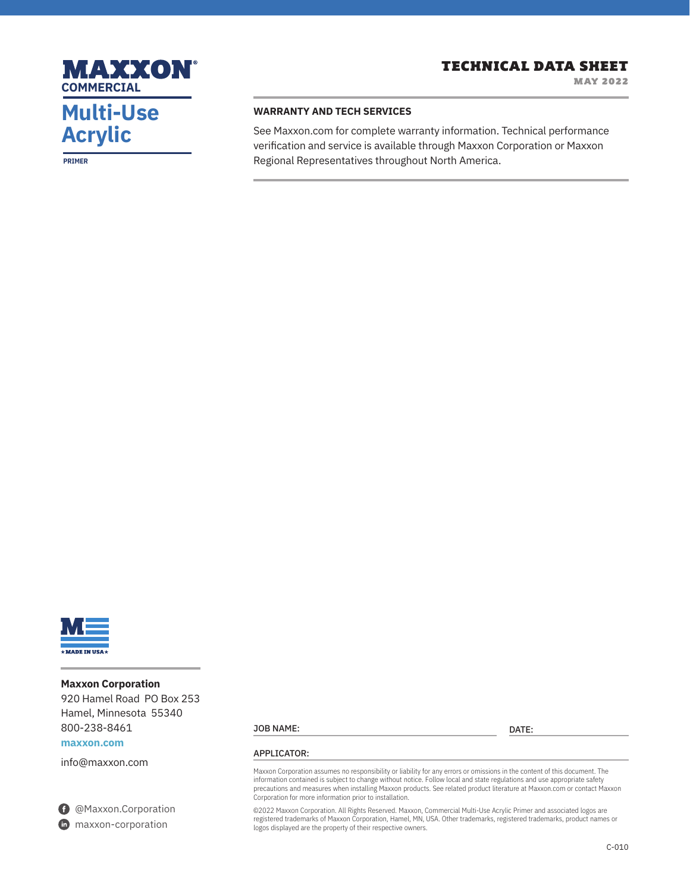MAXXON®
COMMERCIAL

# Multi-Use Acrylic

PRIMER

## TECHNICAL DATA SHEET

MAY 2022

### WARRANTY AND TECH SERVICES

See Maxxon.com for complete warranty information. Technical performance verification and service is available through Maxxon Corporation or Maxxon Regional Representatives throughout North America.

★MADE IN USA★

**Maxxon Corporation**
920 Hamel Road PO Box 253
Hamel, Minnesota 55340
800-238-8461

**maxxon.com**

info@maxxon.com

@Maxxon.Corporation
maxxon-corporation

JOB NAME: DATE:

APPLICATOR:

Maxxon Corporation assumes no responsibility or liability for any errors or omissions in the content of this document. The information contained is subject to change without notice. Follow local and state regulations and use appropriate safety precautions and measures when installing Maxxon products. See related product literature at Maxxon.com or contact Maxxon Corporation for more information prior to installation.

©2022 Maxxon Corporation. All Rights Reserved. Maxxon, Commercial Multi-Use Acrylic Primer and associated logos are registered trademarks of Maxxon Corporation, Hamel, MN, USA. Other trademarks, registered trademarks, product names or logos displayed are the property of their respective owners.

C-010